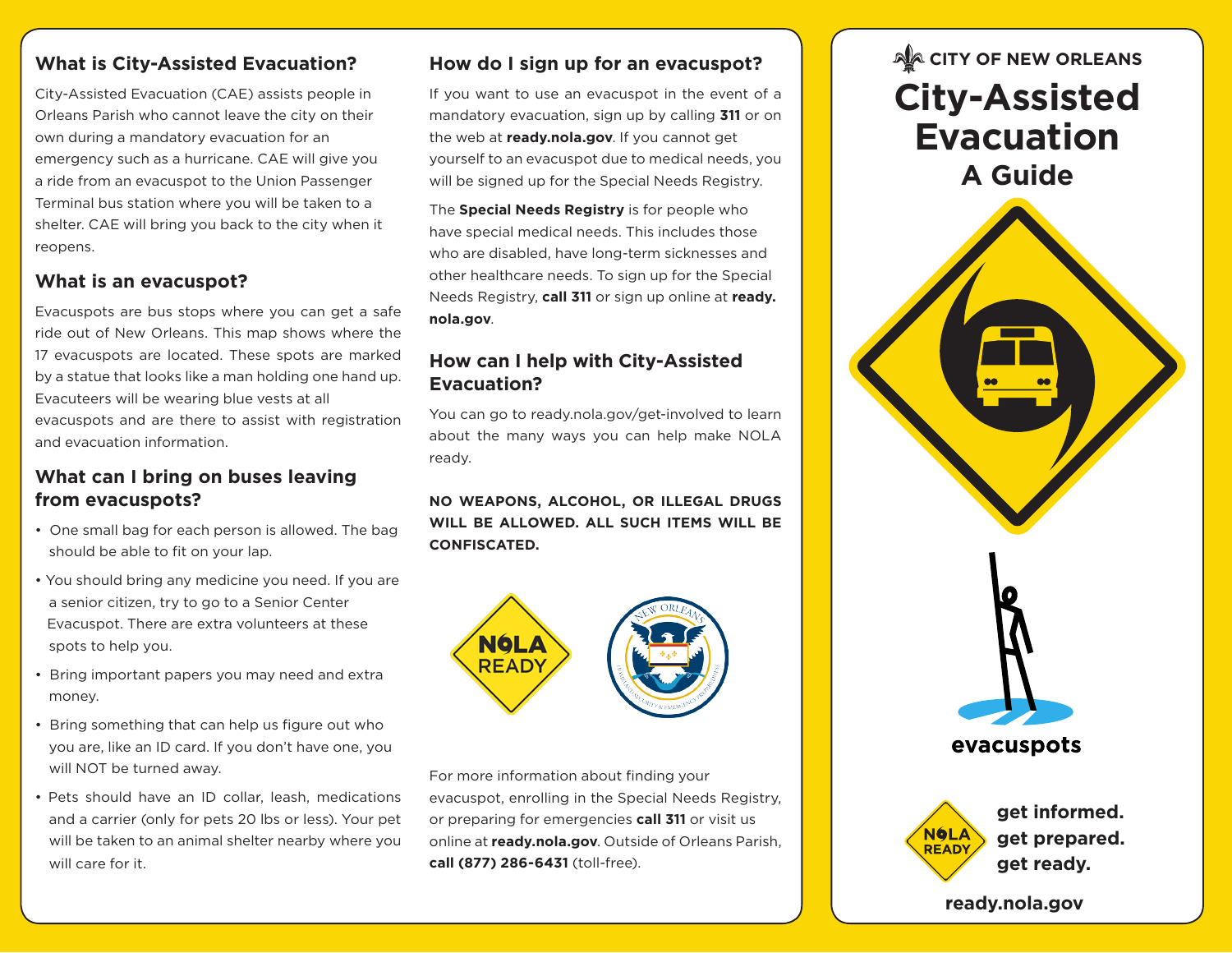## What is City-Assisted Evacuation?

City-Assisted Evacuation (CAE) assists people in Orleans Parish who cannot leave the city on their own during a mandatory evacuation for an emergency such as a hurricane. CAE will give you a ride from an evacuspot to the Union Passenger Terminal bus station where you will be taken to a shelter. CAE will bring you back to the city when it reopens.

## What is an evacuspot?

Evacuspots are bus stops where you can get a safe ride out of New Orleans. This map shows where the 17 evacuspots are located. These spots are marked by a statue that looks like a man holding one hand up. Evacuteers will be wearing blue vests at all evacuspots and are there to assist with registration and evacuation information.

## What can I bring on buses leaving from evacuspots?

- One small bag for each person is allowed. The bag should be able to fit on your lap.
- You should bring any medicine you need. If you are a senior citizen, try to go to a Senior Center Evacuspot. There are extra volunteers at these spots to help you.
- Bring important papers you may need and extra money.
- Bring something that can help us figure out who you are, like an ID card. If you don't have one, you will NOT be turned away.
- Pets should have an ID collar, leash, medications and a carrier (only for pets 20 lbs or less). Your pet will be taken to an animal shelter nearby where you will care for it.

## How do I sign up for an evacuspot?

If you want to use an evacuspot in the event of a mandatory evacuation, sign up by calling **311** or on the web at **ready.nola.gov**. If you cannot get yourself to an evacuspot due to medical needs, you will be signed up for the Special Needs Registry.

The **Special Needs Registry** is for people who have special medical needs. This includes those who are disabled, have long-term sicknesses and other healthcare needs. To sign up for the Special Needs Registry, **call 311** or sign up online at **ready.nola.gov**.

## How can I help with City-Assisted Evacuation?

You can go to ready.nola.gov/get-involved to learn about the many ways you can help make NOLA ready.

**NO WEAPONS, ALCOHOL, OR ILLEGAL DRUGS WILL BE ALLOWED. ALL SUCH ITEMS WILL BE CONFISCATED.**

NOLA READY

For more information about finding your evacuspot, enrolling in the Special Needs Registry, or preparing for emergencies **call 311** or visit us online at **ready.nola.gov**. Outside of Orleans Parish, **call (877) 286-6431** (toll-free).

CITY OF NEW ORLEANS

# City-Assisted Evacuation

## A Guide

**evacuspots**

NOLA READY

**get informed.**
**get prepared.**
**get ready.**

**ready.nola.gov**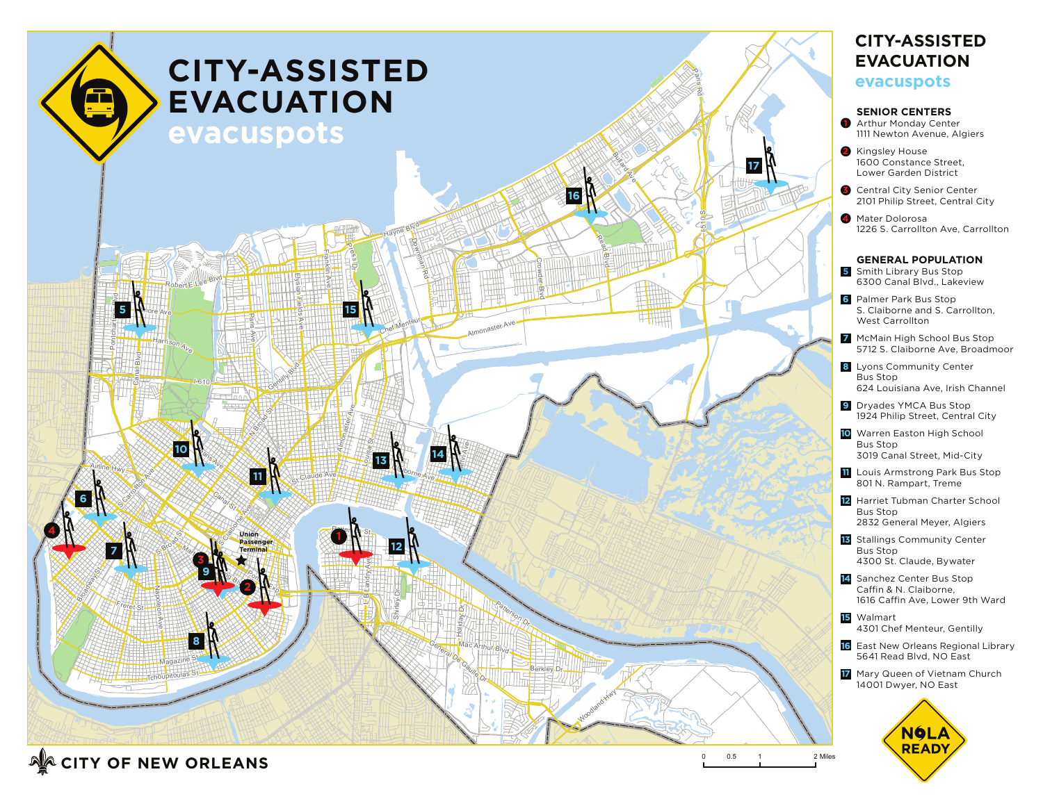# CITY-ASSISTED EVACUATION

## evacuspots

### SENIOR CENTERS

1. Arthur Monday Center
   1111 Newton Avenue, Algiers
2. Kingsley House
   1600 Constance Street, Lower Garden District
3. Central City Senior Center
   2101 Philip Street, Central City
4. Mater Dolorosa
   1226 S. Carrollton Ave, Carrollton

### GENERAL POPULATION

5. Smith Library Bus Stop
   6300 Canal Blvd., Lakeview
6. Palmer Park Bus Stop
   S. Claiborne and S. Carrollton, West Carrollton
7. McMain High School Bus Stop
   5712 S. Claiborne Ave, Broadmoor
8. Lyons Community Center Bus Stop
   624 Louisiana Ave, Irish Channel
9. Dryades YMCA Bus Stop
   1924 Philip Street, Central City
10. Warren Easton High School Bus Stop
    3019 Canal Street, Mid-City
11. Louis Armstrong Park Bus Stop
    801 N. Rampart, Treme
12. Harriet Tubman Charter School Bus Stop
    2832 General Meyer, Algiers
13. Stallings Community Center Bus Stop
    4300 St. Claude, Bywater
14. Sanchez Center Bus Stop
    Caffin & N. Claiborne, 1616 Caffin Ave, Lower 9th Ward
15. Walmart
    4301 Chef Menteur, Gentilly
16. East New Orleans Regional Library
    5641 Read Blvd, NO East
17. Mary Queen of Vietnam Church
    14001 Dwyer, NO East

NOLA READY

CITY OF NEW ORLEANS